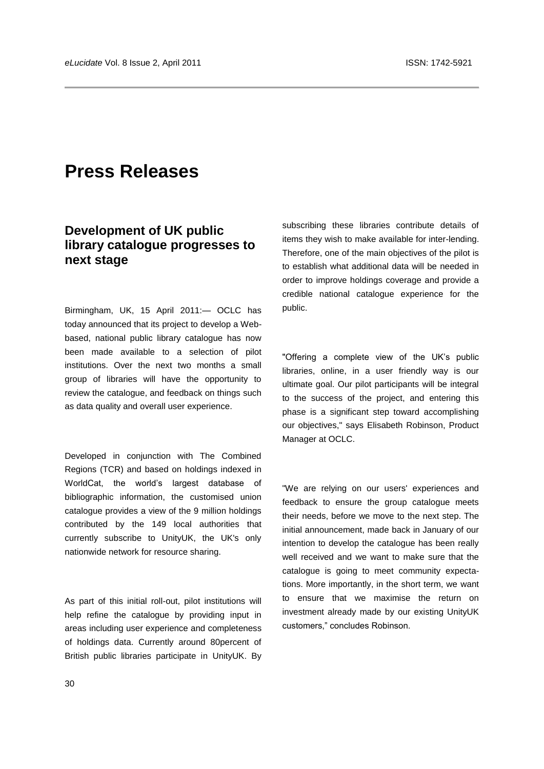# Press Releases

## Development of UK public library catalogue progresses to next stage

Birmingham, UK, 15 April 2011:— OCLC has today announced that its project to develop a Web-based, national public library catalogue has now been made available to a selection of pilot institutions. Over the next two months a small group of libraries will have the opportunity to review the catalogue, and feedback on things such as data quality and overall user experience.

Developed in conjunction with The Combined Regions (TCR) and based on holdings indexed in WorldCat, the world's largest database of bibliographic information, the customised union catalogue provides a view of the 9 million holdings contributed by the 149 local authorities that currently subscribe to UnityUK, the UK's only nationwide network for resource sharing.

As part of this initial roll-out, pilot institutions will help refine the catalogue by providing input in areas including user experience and completeness of holdings data. Currently around 80percent of British public libraries participate in UnityUK. By subscribing these libraries contribute details of items they wish to make available for inter-lending. Therefore, one of the main objectives of the pilot is to establish what additional data will be needed in order to improve holdings coverage and provide a credible national catalogue experience for the public.

"Offering a complete view of the UK's public libraries, online, in a user friendly way is our ultimate goal. Our pilot participants will be integral to the success of the project, and entering this phase is a significant step toward accomplishing our objectives," says Elisabeth Robinson, Product Manager at OCLC.

"We are relying on our users' experiences and feedback to ensure the group catalogue meets their needs, before we move to the next step. The initial announcement, made back in January of our intention to develop the catalogue has been really well received and we want to make sure that the catalogue is going to meet community expectations. More importantly, in the short term, we want to ensure that we maximise the return on investment already made by our existing UnityUK customers," concludes Robinson.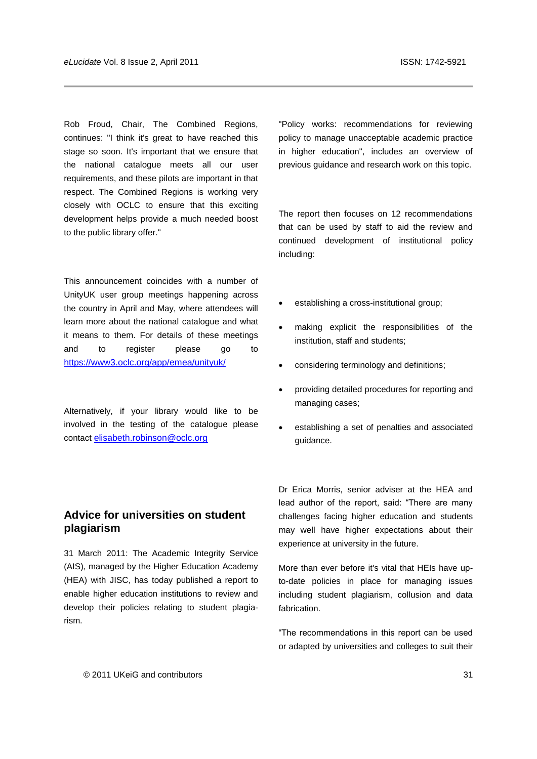Rob Froud, Chair, The Combined Regions, continues: "I think it's great to have reached this stage so soon. It's important that we ensure that the national catalogue meets all our user requirements, and these pilots are important in that respect. The Combined Regions is working very closely with OCLC to ensure that this exciting development helps provide a much needed boost to the public library offer."

This announcement coincides with a number of UnityUK user group meetings happening across the country in April and May, where attendees will learn more about the national catalogue and what it means to them. For details of these meetings and to register please go to https://www3.oclc.org/app/emea/unityuk/

Alternatively, if your library would like to be involved in the testing of the catalogue please contact elisabeth.robinson@oclc.org

## Advice for universities on student plagiarism

31 March 2011: The Academic Integrity Service (AIS), managed by the Higher Education Academy (HEA) with JISC, has today published a report to enable higher education institutions to review and develop their policies relating to student plagiarism.

"Policy works: recommendations for reviewing policy to manage unacceptable academic practice in higher education", includes an overview of previous guidance and research work on this topic.

The report then focuses on 12 recommendations that can be used by staff to aid the review and continued development of institutional policy including:

- establishing a cross-institutional group;
- making explicit the responsibilities of the institution, staff and students;
- considering terminology and definitions;
- providing detailed procedures for reporting and managing cases;
- establishing a set of penalties and associated guidance.

Dr Erica Morris, senior adviser at the HEA and lead author of the report, said: "There are many challenges facing higher education and students may well have higher expectations about their experience at university in the future.

More than ever before it's vital that HEIs have up-to-date policies in place for managing issues including student plagiarism, collusion and data fabrication.

"The recommendations in this report can be used or adapted by universities and colleges to suit their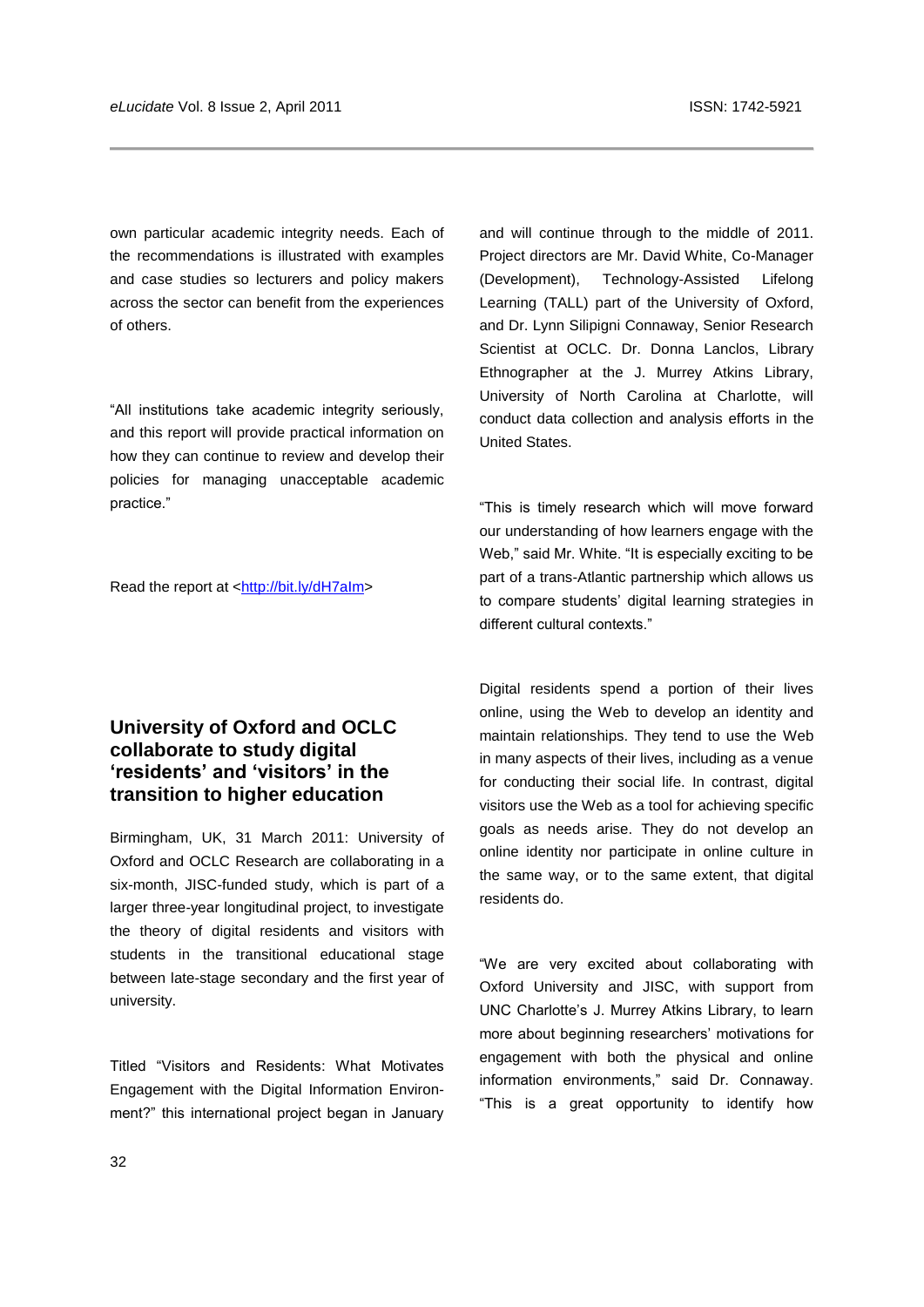own particular academic integrity needs. Each of the recommendations is illustrated with examples and case studies so lecturers and policy makers across the sector can benefit from the experiences of others.

"All institutions take academic integrity seriously, and this report will provide practical information on how they can continue to review and develop their policies for managing unacceptable academic practice."

Read the report at <http://bit.ly/dH7aIm>

## University of Oxford and OCLC collaborate to study digital 'residents' and 'visitors' in the transition to higher education

Birmingham, UK, 31 March 2011: University of Oxford and OCLC Research are collaborating in a six-month, JISC-funded study, which is part of a larger three-year longitudinal project, to investigate the theory of digital residents and visitors with students in the transitional educational stage between late-stage secondary and the first year of university.

Titled "Visitors and Residents: What Motivates Engagement with the Digital Information Environment?" this international project began in January and will continue through to the middle of 2011. Project directors are Mr. David White, Co-Manager (Development), Technology-Assisted Lifelong Learning (TALL) part of the University of Oxford, and Dr. Lynn Silipigni Connaway, Senior Research Scientist at OCLC. Dr. Donna Lanclos, Library Ethnographer at the J. Murrey Atkins Library, University of North Carolina at Charlotte, will conduct data collection and analysis efforts in the United States.

"This is timely research which will move forward our understanding of how learners engage with the Web," said Mr. White. "It is especially exciting to be part of a trans-Atlantic partnership which allows us to compare students' digital learning strategies in different cultural contexts."

Digital residents spend a portion of their lives online, using the Web to develop an identity and maintain relationships. They tend to use the Web in many aspects of their lives, including as a venue for conducting their social life. In contrast, digital visitors use the Web as a tool for achieving specific goals as needs arise. They do not develop an online identity nor participate in online culture in the same way, or to the same extent, that digital residents do.

"We are very excited about collaborating with Oxford University and JISC, with support from UNC Charlotte's J. Murrey Atkins Library, to learn more about beginning researchers' motivations for engagement with both the physical and online information environments," said Dr. Connaway. "This is a great opportunity to identify how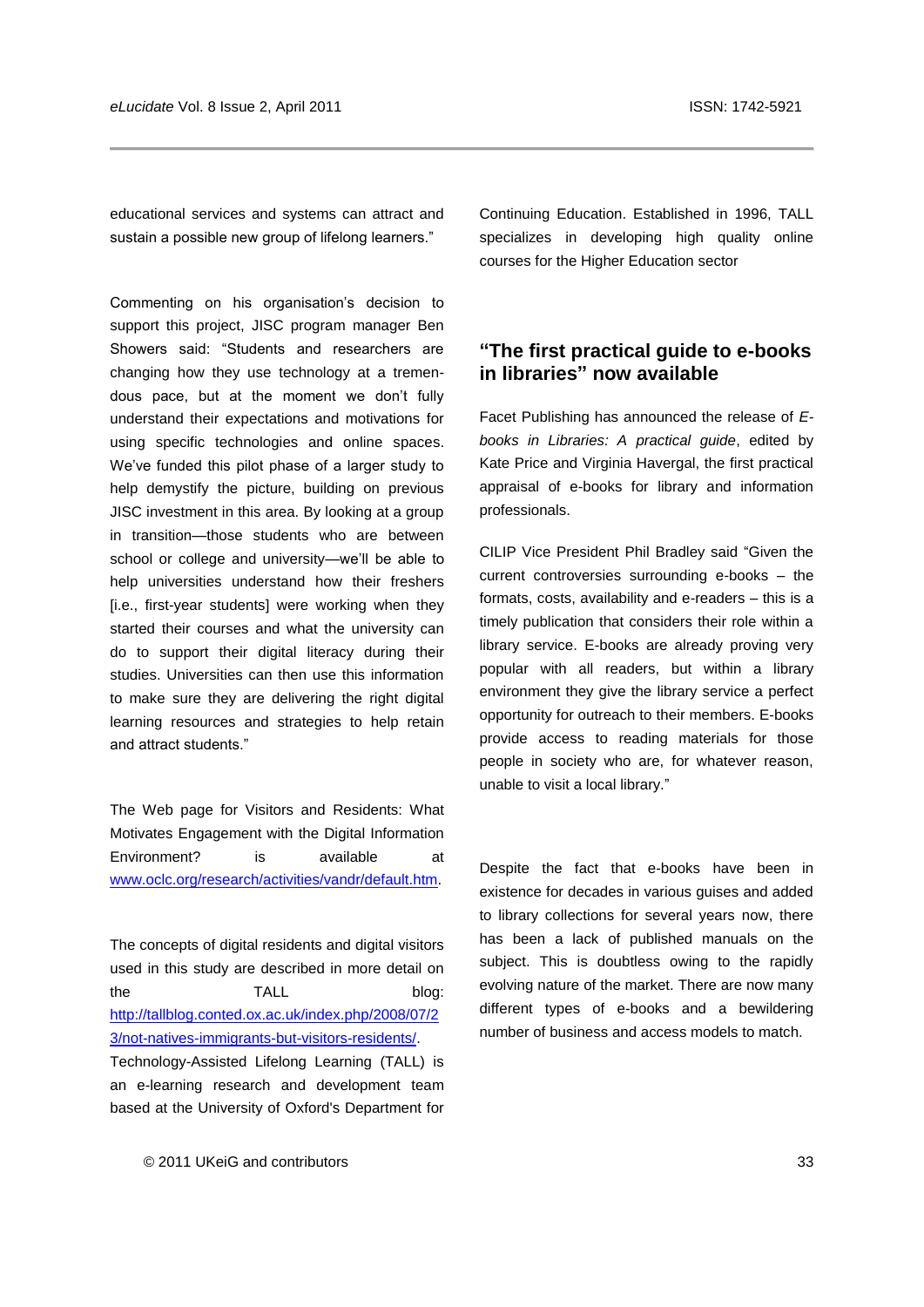educational services and systems can attract and sustain a possible new group of lifelong learners."

Commenting on his organisation's decision to support this project, JISC program manager Ben Showers said: "Students and researchers are changing how they use technology at a tremendous pace, but at the moment we don't fully understand their expectations and motivations for using specific technologies and online spaces. We've funded this pilot phase of a larger study to help demystify the picture, building on previous JISC investment in this area. By looking at a group in transition—those students who are between school or college and university—we'll be able to help universities understand how their freshers [i.e., first-year students] were working when they started their courses and what the university can do to support their digital literacy during their studies. Universities can then use this information to make sure they are delivering the right digital learning resources and strategies to help retain and attract students."

The Web page for Visitors and Residents: What Motivates Engagement with the Digital Information Environment? is available at [www.oclc.org/research/activities/vandr/default.htm](http://www.oclc.org/research/activities/vandr/default.htm).

The concepts of digital residents and digital visitors used in this study are described in more detail on the TALL blog: [http://tallblog.conted.ox.ac.uk/index.php/2008/07/23/not-natives-immigrants-but-visitors-residents/](http://tallblog.conted.ox.ac.uk/index.php/2008/07/23/not-natives-immigrants-but-visitors-residents/). Technology-Assisted Lifelong Learning (TALL) is an e-learning research and development team based at the University of Oxford's Department for Continuing Education. Established in 1996, TALL specializes in developing high quality online courses for the Higher Education sector

## "The first practical guide to e-books in libraries" now available

Facet Publishing has announced the release of *E-books in Libraries: A practical guide*, edited by Kate Price and Virginia Havergal, the first practical appraisal of e-books for library and information professionals.

CILIP Vice President Phil Bradley said "Given the current controversies surrounding e-books – the formats, costs, availability and e-readers – this is a timely publication that considers their role within a library service. E-books are already proving very popular with all readers, but within a library environment they give the library service a perfect opportunity for outreach to their members. E-books provide access to reading materials for those people in society who are, for whatever reason, unable to visit a local library."

Despite the fact that e-books have been in existence for decades in various guises and added to library collections for several years now, there has been a lack of published manuals on the subject. This is doubtless owing to the rapidly evolving nature of the market. There are now many different types of e-books and a bewildering number of business and access models to match.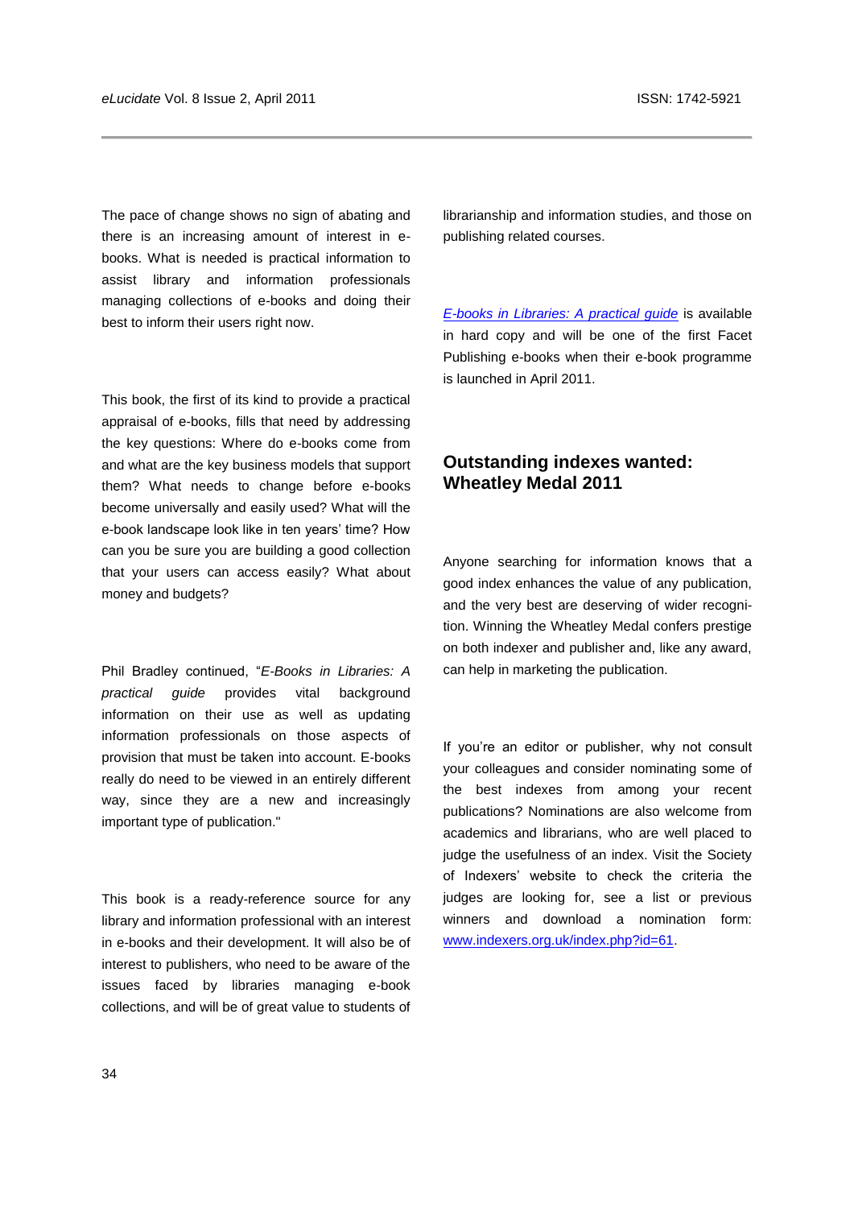The pace of change shows no sign of abating and there is an increasing amount of interest in e-books. What is needed is practical information to assist library and information professionals managing collections of e-books and doing their best to inform their users right now.

This book, the first of its kind to provide a practical appraisal of e-books, fills that need by addressing the key questions: Where do e-books come from and what are the key business models that support them? What needs to change before e-books become universally and easily used? What will the e-book landscape look like in ten years' time? How can you be sure you are building a good collection that your users can access easily? What about money and budgets?

Phil Bradley continued, "*E-Books in Libraries: A practical guide* provides vital background information on their use as well as updating information professionals on those aspects of provision that must be taken into account. E-books really do need to be viewed in an entirely different way, since they are a new and increasingly important type of publication."

This book is a ready-reference source for any library and information professional with an interest in e-books and their development. It will also be of interest to publishers, who need to be aware of the issues faced by libraries managing e-book collections, and will be of great value to students of librarianship and information studies, and those on publishing related courses.

*E-books in Libraries: A practical guide* is available in hard copy and will be one of the first Facet Publishing e-books when their e-book programme is launched in April 2011.

## Outstanding indexes wanted: Wheatley Medal 2011

Anyone searching for information knows that a good index enhances the value of any publication, and the very best are deserving of wider recognition. Winning the Wheatley Medal confers prestige on both indexer and publisher and, like any award, can help in marketing the publication.

If you're an editor or publisher, why not consult your colleagues and consider nominating some of the best indexes from among your recent publications? Nominations are also welcome from academics and librarians, who are well placed to judge the usefulness of an index. Visit the Society of Indexers' website to check the criteria the judges are looking for, see a list or previous winners and download a nomination form: www.indexers.org.uk/index.php?id=61.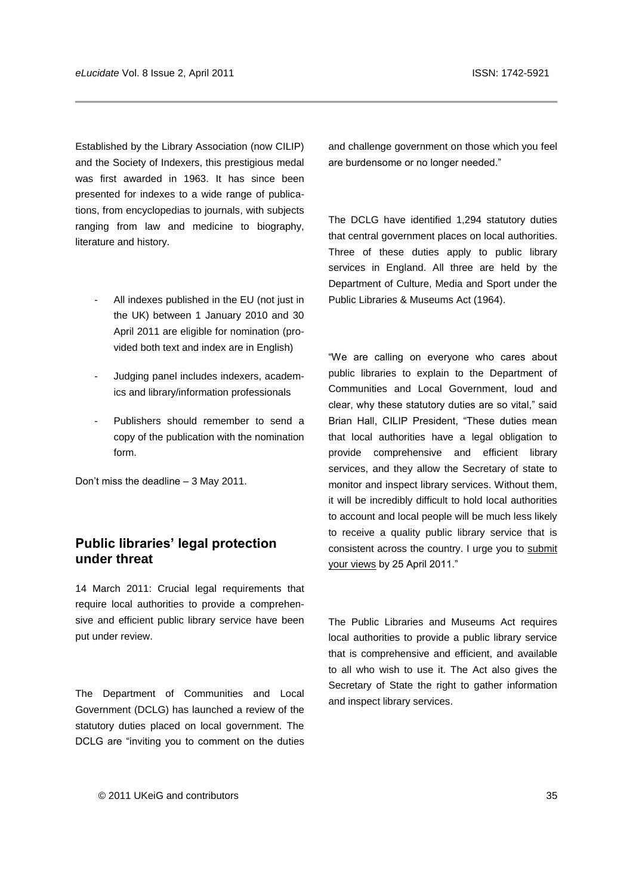Established by the Library Association (now CILIP) and the Society of Indexers, this prestigious medal was first awarded in 1963. It has since been presented for indexes to a wide range of publications, from encyclopedias to journals, with subjects ranging from law and medicine to biography, literature and history.

- All indexes published in the EU (not just in the UK) between 1 January 2010 and 30 April 2011 are eligible for nomination (provided both text and index are in English)
- Judging panel includes indexers, academics and library/information professionals
- Publishers should remember to send a copy of the publication with the nomination form.

Don't miss the deadline – 3 May 2011.

## Public libraries' legal protection under threat

14 March 2011: Crucial legal requirements that require local authorities to provide a comprehensive and efficient public library service have been put under review.

The Department of Communities and Local Government (DCLG) has launched a review of the statutory duties placed on local government. The DCLG are "inviting you to comment on the duties and challenge government on those which you feel are burdensome or no longer needed."

The DCLG have identified 1,294 statutory duties that central government places on local authorities. Three of these duties apply to public library services in England. All three are held by the Department of Culture, Media and Sport under the Public Libraries & Museums Act (1964).

"We are calling on everyone who cares about public libraries to explain to the Department of Communities and Local Government, loud and clear, why these statutory duties are so vital," said Brian Hall, CILIP President, "These duties mean that local authorities have a legal obligation to provide comprehensive and efficient library services, and they allow the Secretary of state to monitor and inspect library services. Without them, it will be incredibly difficult to hold local authorities to account and local people will be much less likely to receive a quality public library service that is consistent across the country. I urge you to submit your views by 25 April 2011."

The Public Libraries and Museums Act requires local authorities to provide a public library service that is comprehensive and efficient, and available to all who wish to use it. The Act also gives the Secretary of State the right to gather information and inspect library services.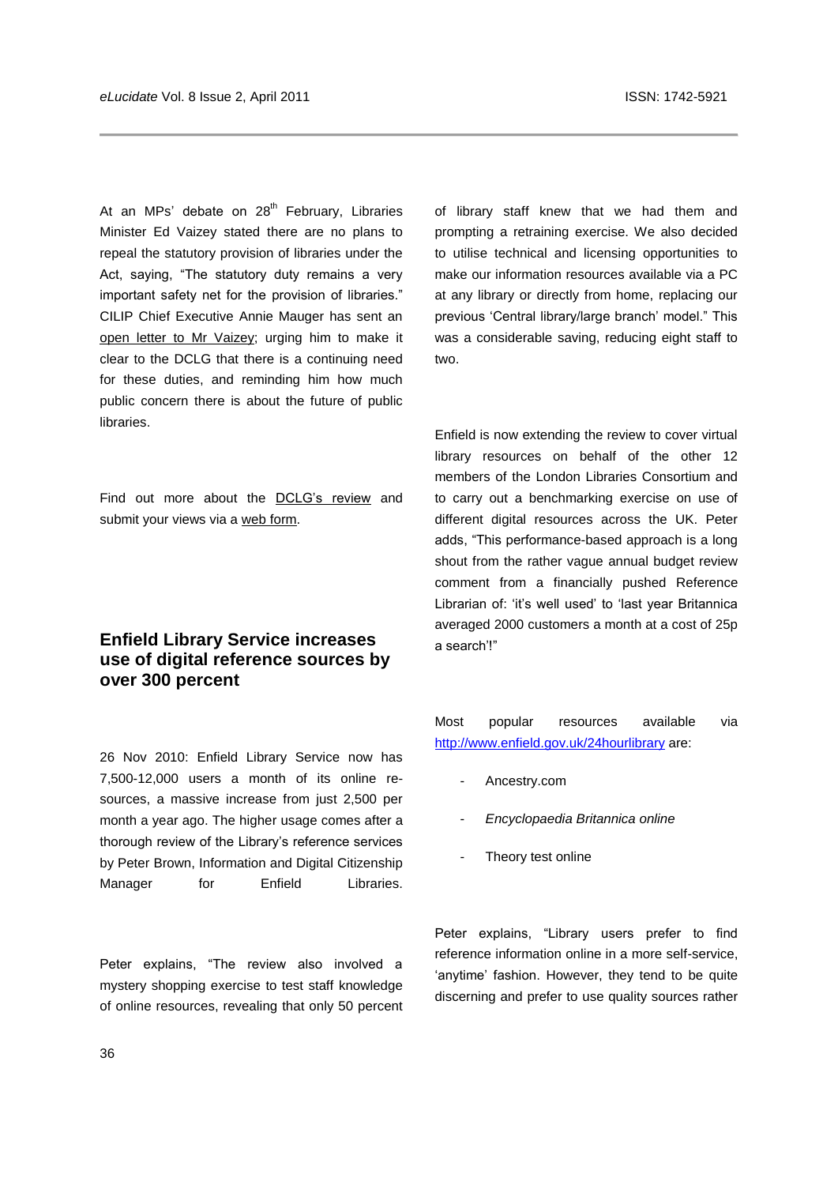At an MPs' debate on 28th February, Libraries Minister Ed Vaizey stated there are no plans to repeal the statutory provision of libraries under the Act, saying, "The statutory duty remains a very important safety net for the provision of libraries." CILIP Chief Executive Annie Mauger has sent an open letter to Mr Vaizey; urging him to make it clear to the DCLG that there is a continuing need for these duties, and reminding him how much public concern there is about the future of public libraries.

Find out more about the DCLG's review and submit your views via a web form.

## Enfield Library Service increases use of digital reference sources by over 300 percent

26 Nov 2010: Enfield Library Service now has 7,500-12,000 users a month of its online re-sources, a massive increase from just 2,500 per month a year ago. The higher usage comes after a thorough review of the Library's reference services by Peter Brown, Information and Digital Citizenship Manager for Enfield Libraries.

Peter explains, "The review also involved a mystery shopping exercise to test staff knowledge of online resources, revealing that only 50 percent of library staff knew that we had them and prompting a retraining exercise. We also decided to utilise technical and licensing opportunities to make our information resources available via a PC at any library or directly from home, replacing our previous 'Central library/large branch' model." This was a considerable saving, reducing eight staff to two.

Enfield is now extending the review to cover virtual library resources on behalf of the other 12 members of the London Libraries Consortium and to carry out a benchmarking exercise on use of different digital resources across the UK. Peter adds, "This performance-based approach is a long shout from the rather vague annual budget review comment from a financially pushed Reference Librarian of: 'it's well used' to 'last year Britannica averaged 2000 customers a month at a cost of 25p a search'!"

Most popular resources available via http://www.enfield.gov.uk/24hourlibrary are:

- Ancestry.com
- *Encyclopaedia Britannica online*
- Theory test online

Peter explains, "Library users prefer to find reference information online in a more self-service, 'anytime' fashion. However, they tend to be quite discerning and prefer to use quality sources rather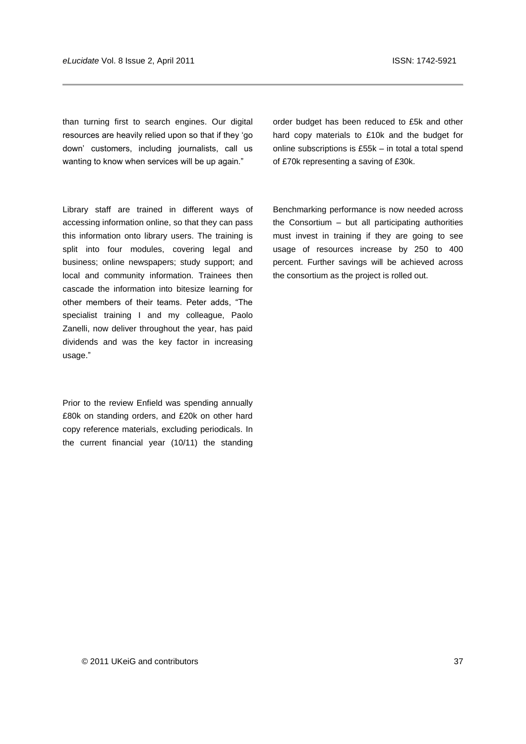than turning first to search engines. Our digital resources are heavily relied upon so that if they 'go down' customers, including journalists, call us wanting to know when services will be up again."

Library staff are trained in different ways of accessing information online, so that they can pass this information onto library users. The training is split into four modules, covering legal and business; online newspapers; study support; and local and community information. Trainees then cascade the information into bitesize learning for other members of their teams. Peter adds, "The specialist training I and my colleague, Paolo Zanelli, now deliver throughout the year, has paid dividends and was the key factor in increasing usage."

Prior to the review Enfield was spending annually £80k on standing orders, and £20k on other hard copy reference materials, excluding periodicals. In the current financial year (10/11) the standing order budget has been reduced to £5k and other hard copy materials to £10k and the budget for online subscriptions is £55k – in total a total spend of £70k representing a saving of £30k.

Benchmarking performance is now needed across the Consortium – but all participating authorities must invest in training if they are going to see usage of resources increase by 250 to 400 percent. Further savings will be achieved across the consortium as the project is rolled out.